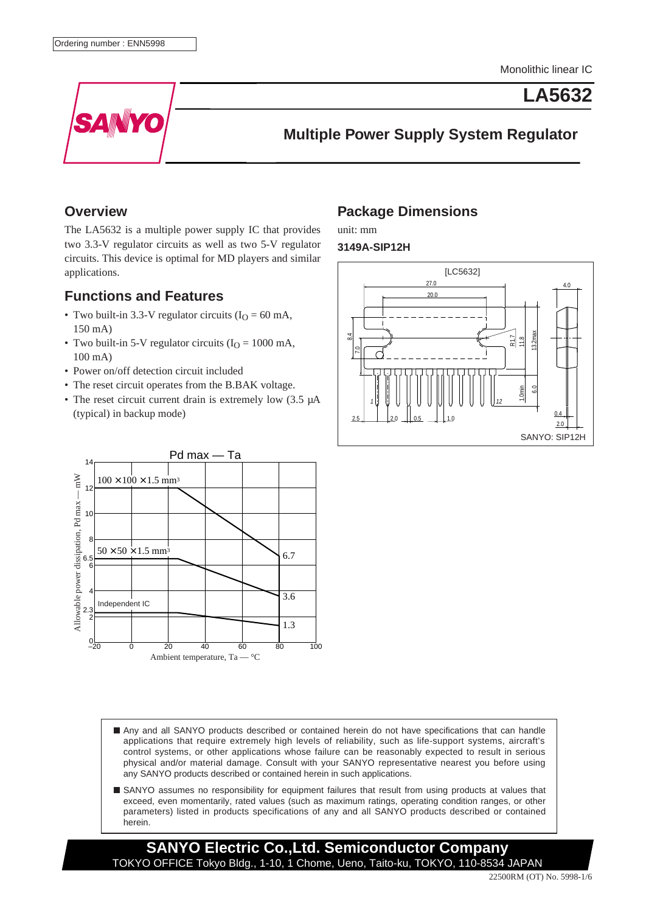Ordering number : ENN5998

Monolithic linear IC

# LA5632

## Multiple Power Supply System Regulator

## Overview

The LA5632 is a multiple power supply IC that provides two 3.3-V regulator circuits as well as two 5-V regulator circuits. This device is optimal for MD players and similar applications.

## Functions and Features

- Two built-in 3.3-V regulator circuits ($I_O$ = 60 mA, 150 mA)
- Two built-in 5-V regulator circuits ($I_O$ = 1000 mA, 100 mA)
- Power on/off detection circuit included
- The reset circuit operates from the B.BAK voltage.
- The reset circuit current drain is extremely low (3.5 µA (typical) in backup mode)

## Package Dimensions

unit: mm

**3149A-SIP12H**

[LC5632]

SANYO: SIP12H

Pd max — Ta

- Any and all SANYO products described or contained herein do not have specifications that can handle applications that require extremely high levels of reliability, such as life-support systems, aircraft's control systems, or other applications whose failure can be reasonably expected to result in serious physical and/or material damage. Consult with your SANYO representative nearest you before using any SANYO products described or contained herein in such applications.
- SANYO assumes no responsibility for equipment failures that result from using products at values that exceed, even momentarily, rated values (such as maximum ratings, operating condition ranges, or other parameters) listed in products specifications of any and all SANYO products described or contained herein.

**SANYO Electric Co.,Ltd. Semiconductor Company**
TOKYO OFFICE Tokyo Bldg., 1-10, 1 Chome, Ueno, Taito-ku, TOKYO, 110-8534 JAPAN

22500RM (OT) No. 5998-1/6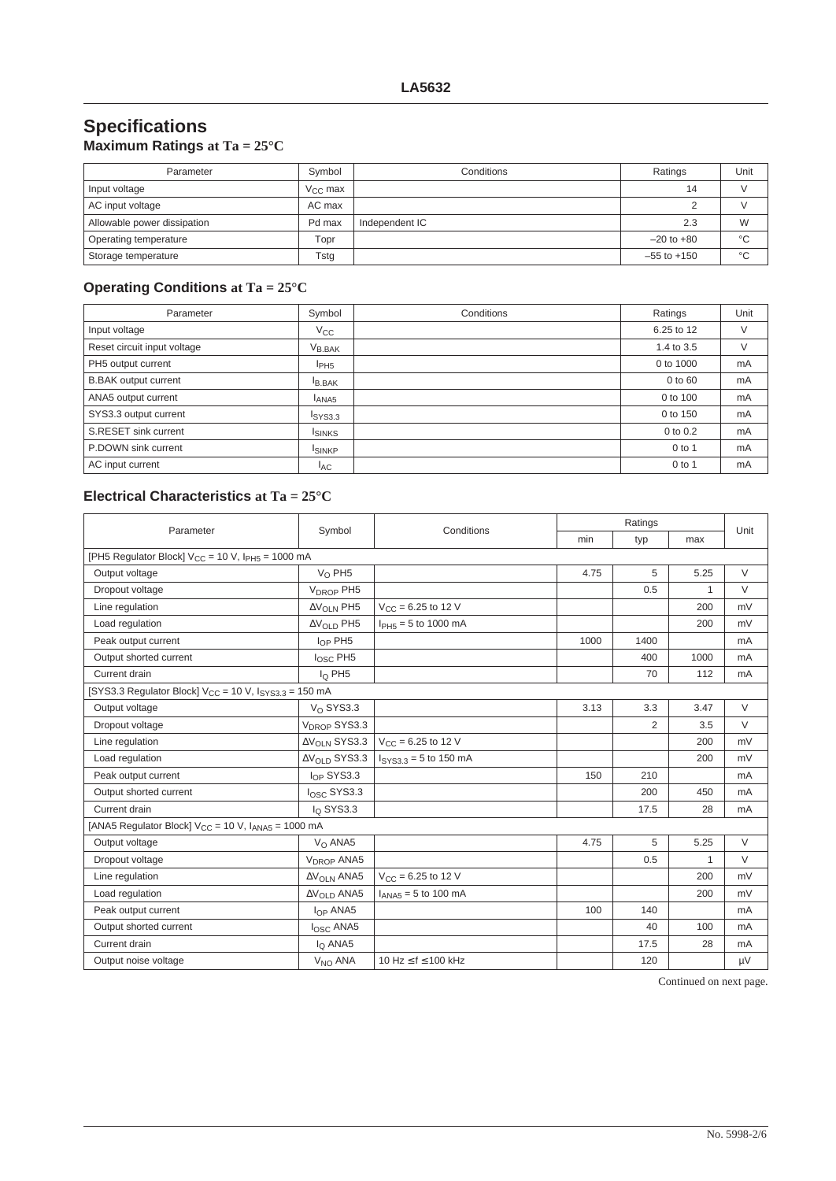# Specifications

## Maximum Ratings at Ta = 25°C

| Parameter | Symbol | Conditions | Ratings | Unit |
|---|---|---|---|---|
| Input voltage | $V_{CC}$ max | | 14 | V |
| AC input voltage | AC max | | 2 | V |
| Allowable power dissipation | Pd max | Independent IC | 2.3 | W |
| Operating temperature | Topr | | –20 to +80 | °C |
| Storage temperature | Tstg | | –55 to +150 | °C |

## Operating Conditions at Ta = 25°C

| Parameter | Symbol | Conditions | Ratings | Unit |
|---|---|---|---|---|
| Input voltage | $V_{CC}$ | | 6.25 to 12 | V |
| Reset circuit input voltage | $V_{B.BAK}$ | | 1.4 to 3.5 | V |
| PH5 output current | $I_{PH5}$ | | 0 to 1000 | mA |
| .B.BAK output current | $I_{B.BAK}$ | | 0 to 60 | mA |
| ANA5 output current | $I_{ANA5}$ | | 0 to 100 | mA |
| SYS3.3 output current | $I_{SYS3.3}$ | | 0 to 150 | mA |
| S.RESET sink current | $I_{SINKS}$ | | 0 to 0.2 | mA |
| P.DOWN sink current | $I_{SINKP}$ | | 0 to 1 | mA |
| AC input current | $I_{AC}$ | | 0 to 1 | mA |

## Electrical Characteristics at Ta = 25°C

| Parameter | Symbol | Conditions | Ratings | | | Unit |
|---|---|---|---|---|---|---|
| | | | min | typ | max | |
| [PH5 Regulator Block] $V_{CC}$ = 10 V, $I_{PH5}$ = 1000 mA | | | | | | |
| Output voltage | $V_O$ PH5 | | 4.75 | 5 | 5.25 | V |
| Dropout voltage | $V_{DROP}$ PH5 | | | 0.5 | 1 | V |
| Line regulation | $\Delta V_{OLN}$ PH5 | $V_{CC}$ = 6.25 to 12 V | | | 200 | mV |
| Load regulation | $\Delta V_{OLD}$ PH5 | $I_{PH5}$ = 5 to 1000 mA | | | 200 | mV |
| Peak output current | $I_{OP}$ PH5 | | 1000 | 1400 | | mA |
| Output shorted current | $I_{OSC}$ PH5 | | | 400 | 1000 | mA |
| Current drain | $I_Q$ PH5 | | | 70 | 112 | mA |
| [SYS3.3 Regulator Block] $V_{CC}$ = 10 V, $I_{SYS3.3}$ = 150 mA | | | | | | |
| Output voltage | $V_O$ SYS3.3 | | 3.13 | 3.3 | 3.47 | V |
| Dropout voltage | $V_{DROP}$ SYS3.3 | | | 2 | 3.5 | V |
| Line regulation | $\Delta V_{OLN}$ SYS3.3 | $V_{CC}$ = 6.25 to 12 V | | | 200 | mV |
| Load regulation | $\Delta V_{OLD}$ SYS3.3 | $I_{SYS3.3}$ = 5 to 150 mA | | | 200 | mV |
| Peak output current | $I_{OP}$ SYS3.3 | | 150 | 210 | | mA |
| Output shorted current | $I_{OSC}$ SYS3.3 | | | 200 | 450 | mA |
| Current drain | $I_Q$ SYS3.3 | | | 17.5 | 28 | mA |
| [ANA5 Regulator Block] $V_{CC}$ = 10 V, $I_{ANA5}$ = 1000 mA | | | | | | |
| Output voltage | $V_O$ ANA5 | | 4.75 | 5 | 5.25 | V |
| Dropout voltage | $V_{DROP}$ ANA5 | | | 0.5 | 1 | V |
| Line regulation | $\Delta V_{OLN}$ ANA5 | $V_{CC}$ = 6.25 to 12 V | | | 200 | mV |
| Load regulation | $\Delta V_{OLD}$ ANA5 | $I_{ANA5}$ = 5 to 100 mA | | | 200 | mV |
| Peak output current | $I_{OP}$ ANA5 | | 100 | 140 | | mA |
| Output shorted current | $I_{OSC}$ ANA5 | | | 40 | 100 | mA |
| Current drain | $I_Q$ ANA5 | | | 17.5 | 28 | mA |
| Output noise voltage | $V_{NO}$ ANA | 10 Hz ≤ f ≤ 100 kHz | | 120 | | µV |

Continued on next page.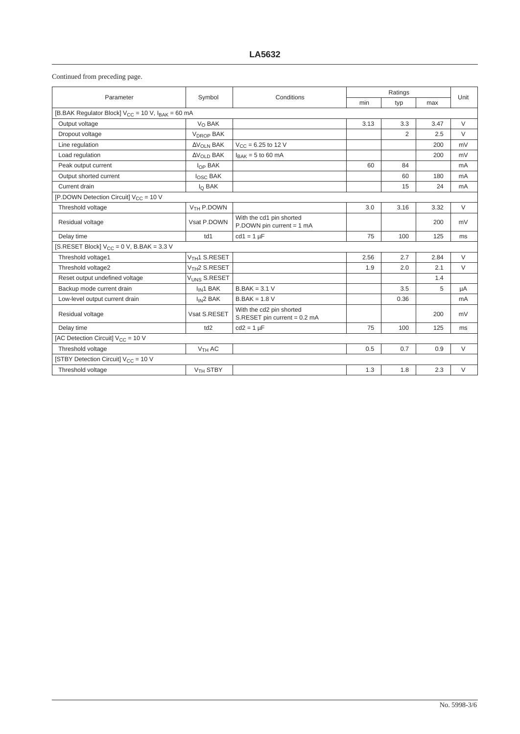Continued from preceding page.

| Parameter | Symbol | Conditions | Ratings | | | Unit |
|---|---|---|---|---|---|---|
| | | | min | typ | max | |
| [B.BAK Regulator Block] $V_{CC}$ = 10 V, $I_{BAK}$ = 60 mA | | | | | | |
| Output voltage | $V_O$ BAK | | 3.13 | 3.3 | 3.47 | V |
| Dropout voltage | $V_{DROP}$ BAK | | | 2 | 2.5 | V |
| Line regulation | $\Delta V_{OLN}$ BAK | $V_{CC}$ = 6.25 to 12 V | | | 200 | mV |
| Load regulation | $\Delta V_{OLD}$ BAK | $I_{BAK}$ = 5 to 60 mA | | | 200 | mV |
| Peak output current | $I_{OP}$ BAK | | 60 | 84 | | mA |
| Output shorted current | $I_{OSC}$ BAK | | | 60 | 180 | mA |
| Current drain | $I_Q$ BAK | | | 15 | 24 | mA |
| [P.DOWN Detection Circuit] $V_{CC}$ = 10 V | | | | | | |
| Threshold voltage | $V_{TH}$ P.DOWN | | 3.0 | 3.16 | 3.32 | V |
| Residual voltage | Vsat P.DOWN | With the cd1 pin shorted P.DOWN pin current = 1 mA | | | 200 | mV |
| Delay time | td1 | cd1 = 1 µF | 75 | 100 | 125 | ms |
| [S.RESET Block] $V_{CC}$ = 0 V, B.BAK = 3.3 V | | | | | | |
| Threshold voltage1 | $V_{TH}1$ S.RESET | | 2.56 | 2.7 | 2.84 | V |
| Threshold voltage2 | $V_{TH}2$ S.RESET | | 1.9 | 2.0 | 2.1 | V |
| Reset output undefined voltage | $V_{UNS}$ S.RESET | | | | 1.4 | |
| Backup mode current drain | $I_{IN}1$ BAK | B.BAK = 3.1 V | | 3.5 | 5 | µA |
| Low-level output current drain | $I_{IN}2$ BAK | B.BAK = 1.8 V | | 0.36 | | mA |
| Residual voltage | Vsat S.RESET | With the cd2 pin shorted S.RESET pin current = 0.2 mA | | | 200 | mV |
| Delay time | td2 | cd2 = 1 µF | 75 | 100 | 125 | ms |
| [AC Detection Circuit] $V_{CC}$ = 10 V | | | | | | |
| Threshold voltage | $V_{TH}$ AC | | 0.5 | 0.7 | 0.9 | V |
| [STBY Detection Circuit] $V_{CC}$ = 10 V | | | | | | |
| Threshold voltage | $V_{TH}$ STBY | | 1.3 | 1.8 | 2.3 | V |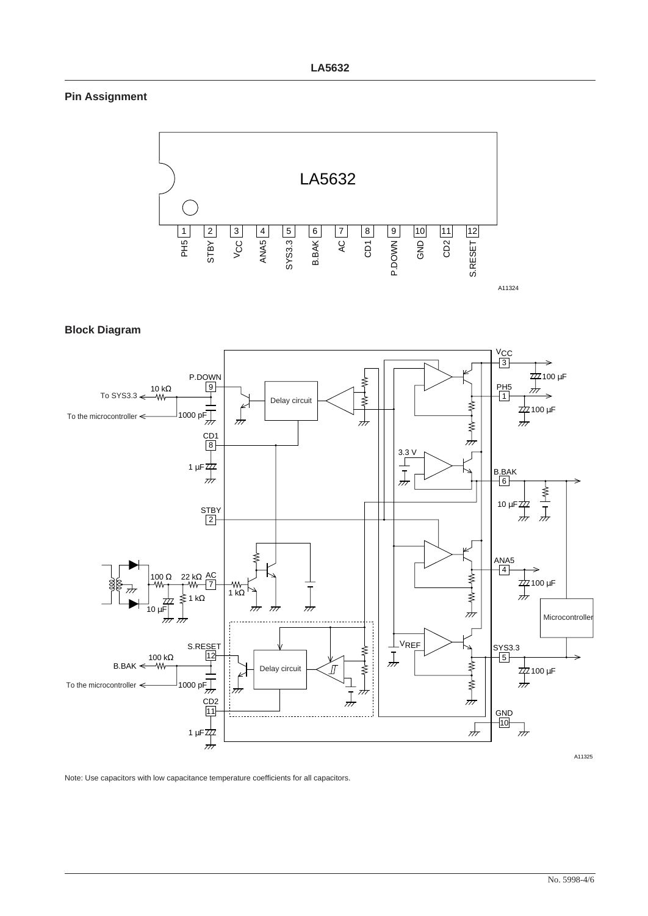## Pin Assignment

| Pin | Name |
|---|---|
| 1 | PH5 |
| 2 | STBY |
| 3 | $V_{CC}$ |
| 4 | ANA5 |
| 5 | SYS3.3 |
| 6 | B.BAK |
| 7 | AC |
| 8 | CD1 |
| 9 | P.DOWN |
| 10 | GND |
| 11 | CD2 |
| 12 | S.RESET |

A11324

## Block Diagram

A11325

Note: Use capacitors with low capacitance temperature coefficients for all capacitors.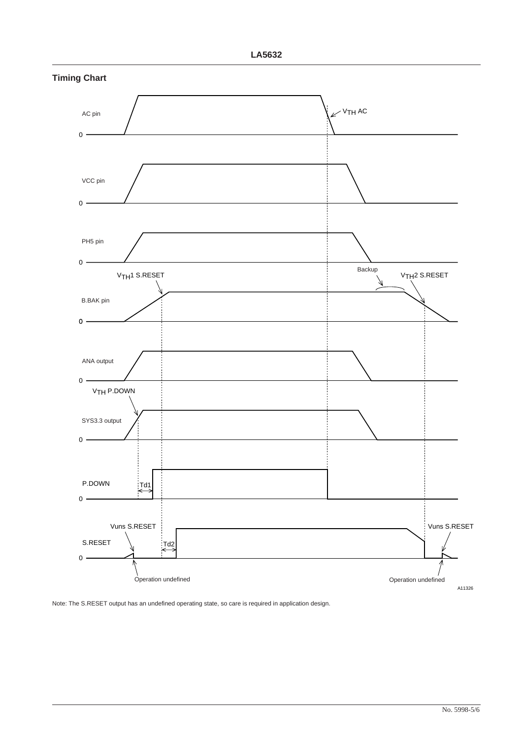## Timing Chart

AC pin

$V_{TH}$ AC

VCC pin

PH5 pin

B.BAK pin

$V_{TH}1$ S.RESET

Backup

$V_{TH}2$ S.RESET

ANA output

$V_{TH}$ P.DOWN

SYS3.3 output

P.DOWN

Td1

S.RESET

Vuns S.RESET

Td2

Vuns S.RESET

Operation undefined

Operation undefined

A11326

Note: The S.RESET output has an undefined operating state, so care is required in application design.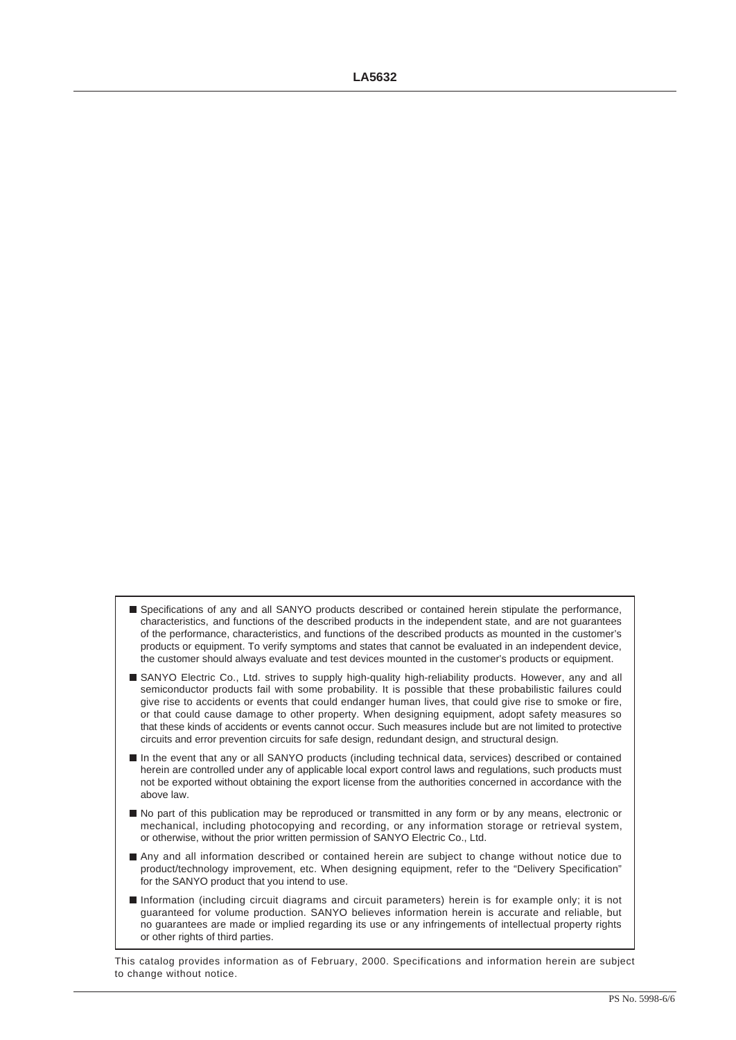- Specifications of any and all SANYO products described or contained herein stipulate the performance, characteristics, and functions of the described products in the independent state, and are not guarantees of the performance, characteristics, and functions of the described products as mounted in the customer's products or equipment. To verify symptoms and states that cannot be evaluated in an independent device, the customer should always evaluate and test devices mounted in the customer's products or equipment.
- SANYO Electric Co., Ltd. strives to supply high-quality high-reliability products. However, any and all semiconductor products fail with some probability. It is possible that these probabilistic failures could give rise to accidents or events that could endanger human lives, that could give rise to smoke or fire, or that could cause damage to other property. When designing equipment, adopt safety measures so that these kinds of accidents or events cannot occur. Such measures include but are not limited to protective circuits and error prevention circuits for safe design, redundant design, and structural design.
- In the event that any or all SANYO products (including technical data, services) described or contained herein are controlled under any of applicable local export control laws and regulations, such products must not be exported without obtaining the export license from the authorities concerned in accordance with the above law.
- No part of this publication may be reproduced or transmitted in any form or by any means, electronic or mechanical, including photocopying and recording, or any information storage or retrieval system, or otherwise, without the prior written permission of SANYO Electric Co., Ltd.
- Any and all information described or contained herein are subject to change without notice due to product/technology improvement, etc. When designing equipment, refer to the "Delivery Specification" for the SANYO product that you intend to use.
- Information (including circuit diagrams and circuit parameters) herein is for example only; it is not guaranteed for volume production. SANYO believes information herein is accurate and reliable, but no guarantees are made or implied regarding its use or any infringements of intellectual property rights or other rights of third parties.

This catalog provides information as of February, 2000. Specifications and information herein are subject to change without notice.